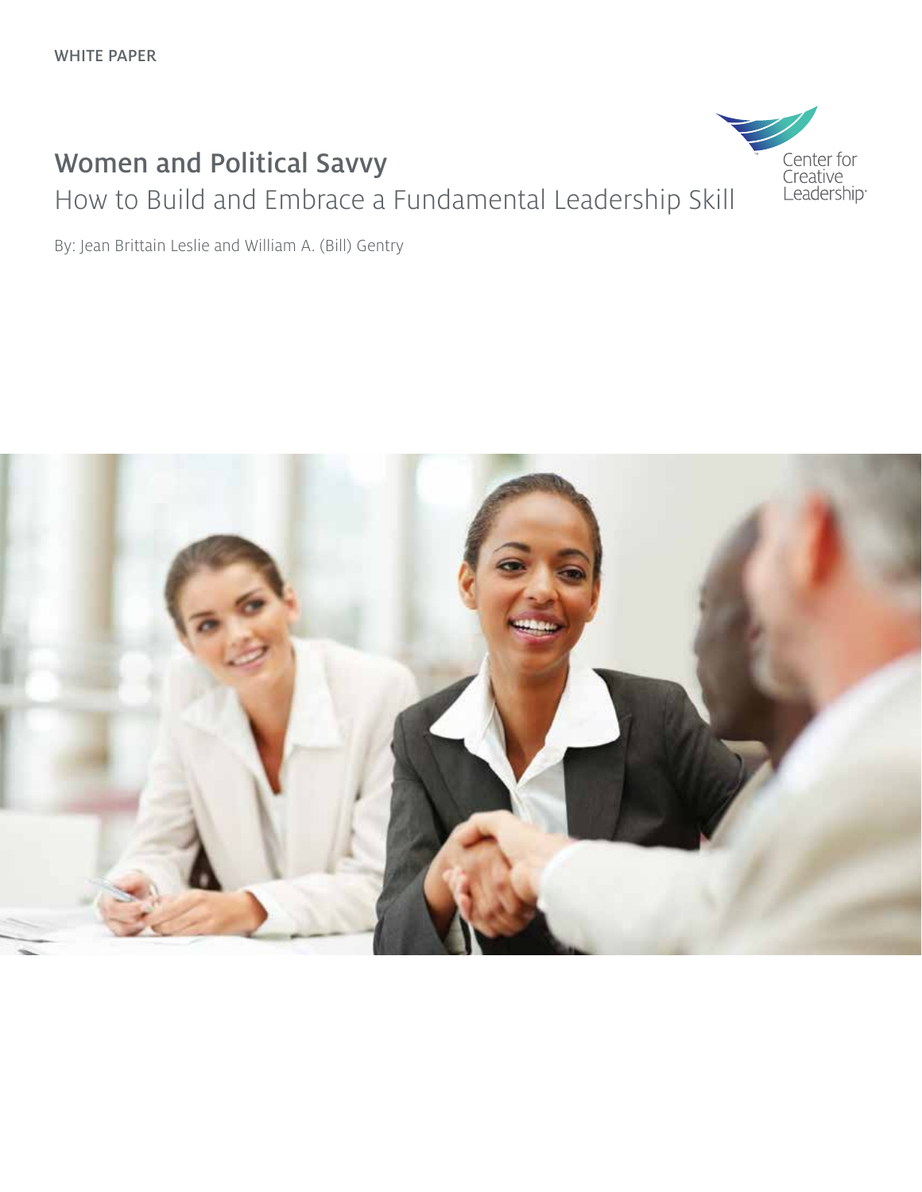WHITE PAPER

# Women and Political Savvy

## How to Build and Embrace a Fundamental Leadership Skill

By: Jean Brittain Leslie and William A. (Bill) Gentry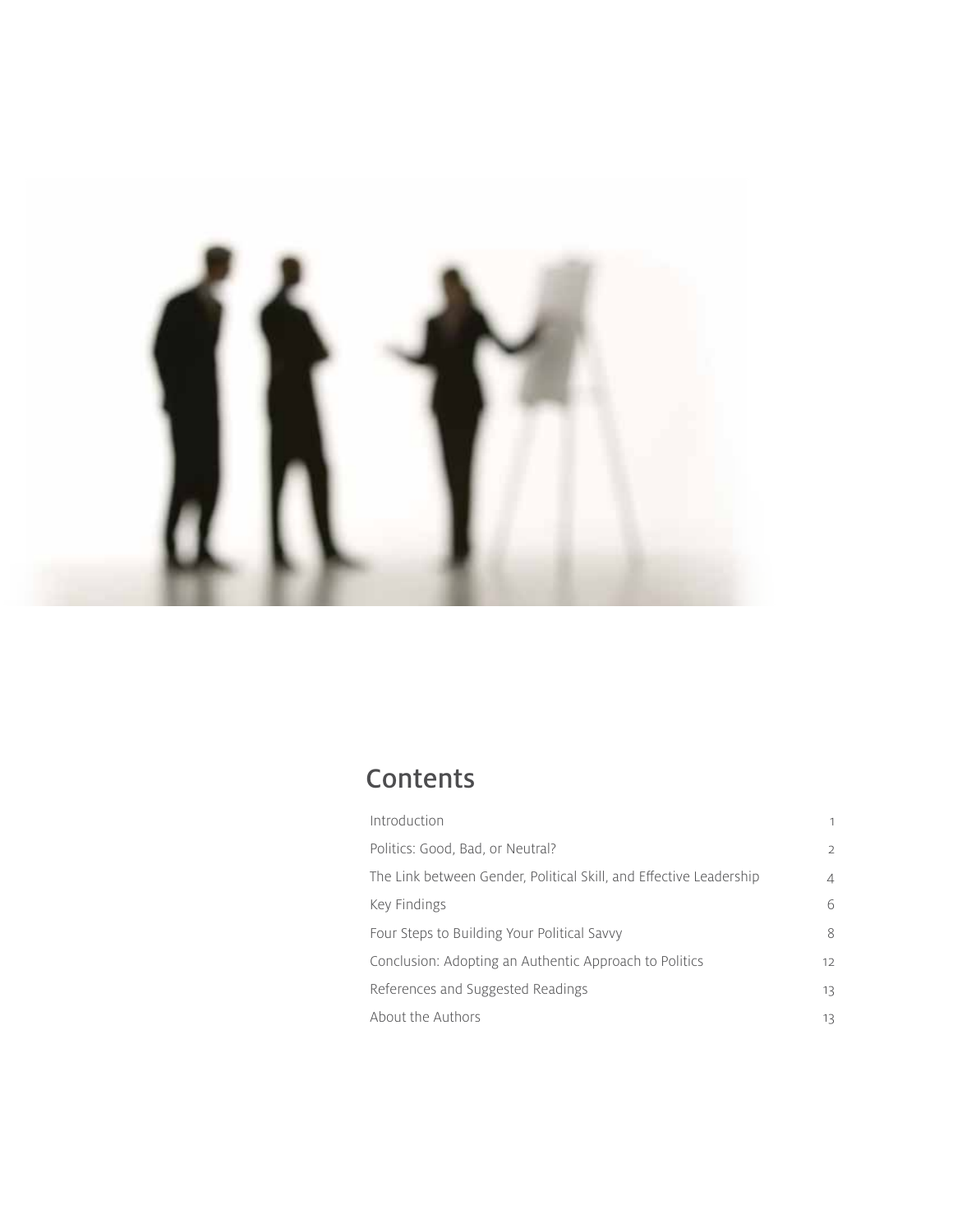## Contents

| | |
|---|---|
| Introduction | 1 |
| Politics: Good, Bad, or Neutral? | 2 |
| The Link between Gender, Political Skill, and Effective Leadership | 4 |
| Key Findings | 6 |
| Four Steps to Building Your Political Savvy | 8 |
| Conclusion: Adopting an Authentic Approach to Politics | 12 |
| References and Suggested Readings | 13 |
| About the Authors | 13 |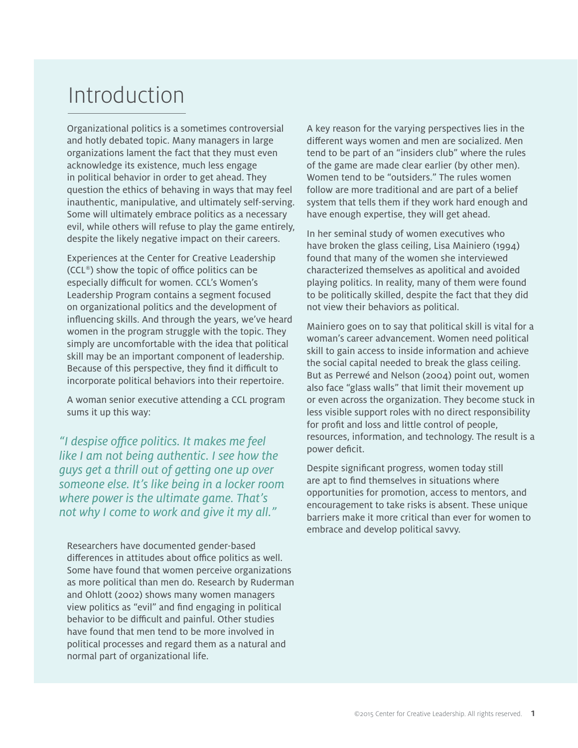# Introduction

Organizational politics is a sometimes controversial and hotly debated topic. Many managers in large organizations lament the fact that they must even acknowledge its existence, much less engage in political behavior in order to get ahead. They question the ethics of behaving in ways that may feel inauthentic, manipulative, and ultimately self-serving. Some will ultimately embrace politics as a necessary evil, while others will refuse to play the game entirely, despite the likely negative impact on their careers.

Experiences at the Center for Creative Leadership (CCL®) show the topic of office politics can be especially difficult for women. CCL's Women's Leadership Program contains a segment focused on organizational politics and the development of influencing skills. And through the years, we've heard women in the program struggle with the topic. They simply are uncomfortable with the idea that political skill may be an important component of leadership. Because of this perspective, they find it difficult to incorporate political behaviors into their repertoire.

A woman senior executive attending a CCL program sums it up this way:

> *"I despise office politics. It makes me feel like I am not being authentic. I see how the guys get a thrill out of getting one up over someone else. It's like being in a locker room where power is the ultimate game. That's not why I come to work and give it my all."*

Researchers have documented gender-based differences in attitudes about office politics as well. Some have found that women perceive organizations as more political than men do. Research by Ruderman and Ohlott (2002) shows many women managers view politics as "evil" and find engaging in political behavior to be difficult and painful. Other studies have found that men tend to be more involved in political processes and regard them as a natural and normal part of organizational life.

A key reason for the varying perspectives lies in the different ways women and men are socialized. Men tend to be part of an "insiders club" where the rules of the game are made clear earlier (by other men). Women tend to be "outsiders." The rules women follow are more traditional and are part of a belief system that tells them if they work hard enough and have enough expertise, they will get ahead.

In her seminal study of women executives who have broken the glass ceiling, Lisa Mainiero (1994) found that many of the women she interviewed characterized themselves as apolitical and avoided playing politics. In reality, many of them were found to be politically skilled, despite the fact that they did not view their behaviors as political.

Mainiero goes on to say that political skill is vital for a woman's career advancement. Women need political skill to gain access to inside information and achieve the social capital needed to break the glass ceiling. But as Perrewé and Nelson (2004) point out, women also face "glass walls" that limit their movement up or even across the organization. They become stuck in less visible support roles with no direct responsibility for profit and loss and little control of people, resources, information, and technology. The result is a power deficit.

Despite significant progress, women today still are apt to find themselves in situations where opportunities for promotion, access to mentors, and encouragement to take risks is absent. These unique barriers make it more critical than ever for women to embrace and develop political savvy.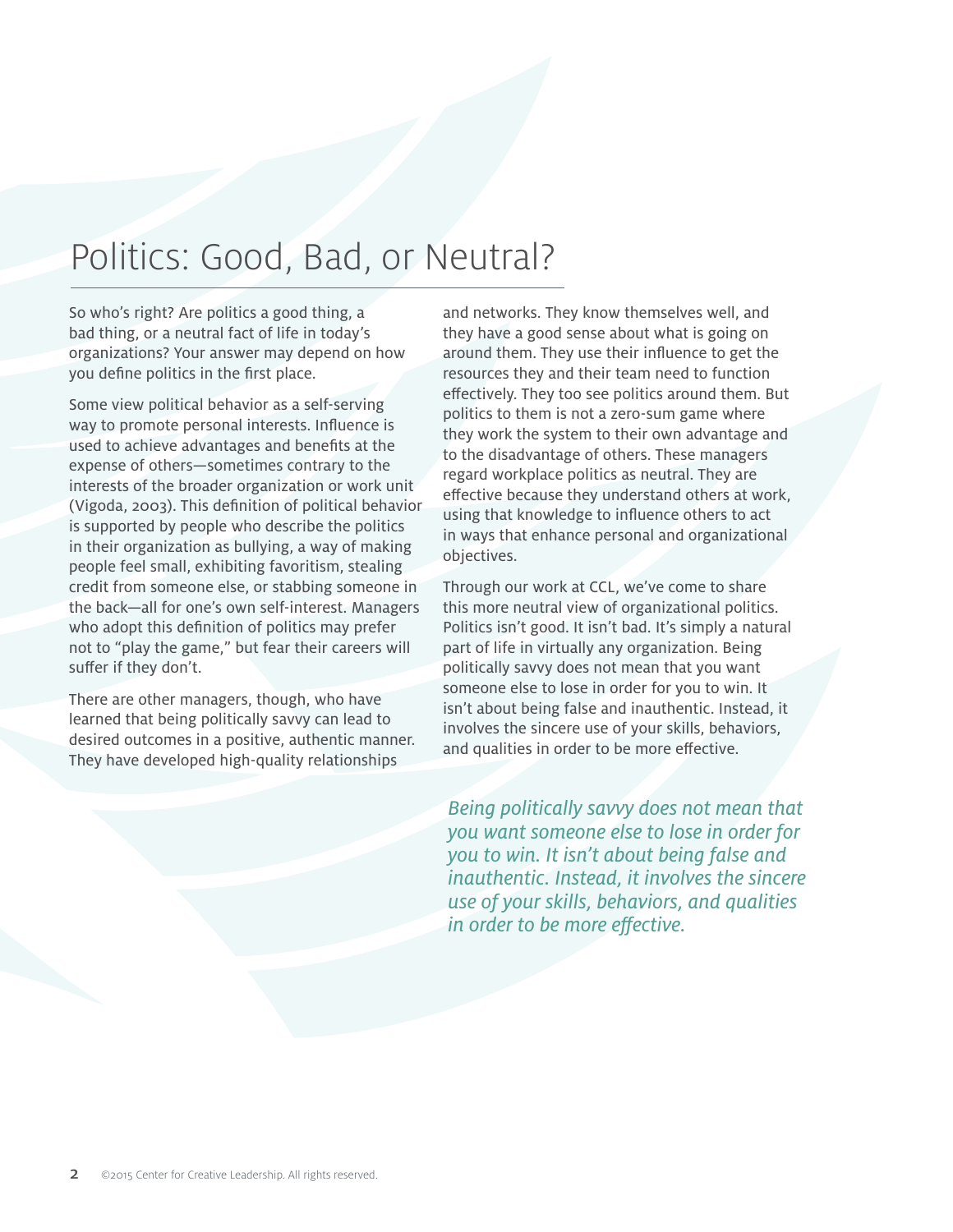# Politics: Good, Bad, or Neutral?

So who's right? Are politics a good thing, a bad thing, or a neutral fact of life in today's organizations? Your answer may depend on how you define politics in the first place.

Some view political behavior as a self-serving way to promote personal interests. Influence is used to achieve advantages and benefits at the expense of others—sometimes contrary to the interests of the broader organization or work unit (Vigoda, 2003). This definition of political behavior is supported by people who describe the politics in their organization as bullying, a way of making people feel small, exhibiting favoritism, stealing credit from someone else, or stabbing someone in the back—all for one's own self-interest. Managers who adopt this definition of politics may prefer not to "play the game," but fear their careers will suffer if they don't.

There are other managers, though, who have learned that being politically savvy can lead to desired outcomes in a positive, authentic manner. They have developed high-quality relationships and networks. They know themselves well, and they have a good sense about what is going on around them. They use their influence to get the resources they and their team need to function effectively. They too see politics around them. But politics to them is not a zero-sum game where they work the system to their own advantage and to the disadvantage of others. These managers regard workplace politics as neutral. They are effective because they understand others at work, using that knowledge to influence others to act in ways that enhance personal and organizational objectives.

Through our work at CCL, we've come to share this more neutral view of organizational politics. Politics isn't good. It isn't bad. It's simply a natural part of life in virtually any organization. Being politically savvy does not mean that you want someone else to lose in order for you to win. It isn't about being false and inauthentic. Instead, it involves the sincere use of your skills, behaviors, and qualities in order to be more effective.

*Being politically savvy does not mean that you want someone else to lose in order for you to win. It isn't about being false and inauthentic. Instead, it involves the sincere use of your skills, behaviors, and qualities in order to be more effective.*

©2015 Center for Creative Leadership. All rights reserved.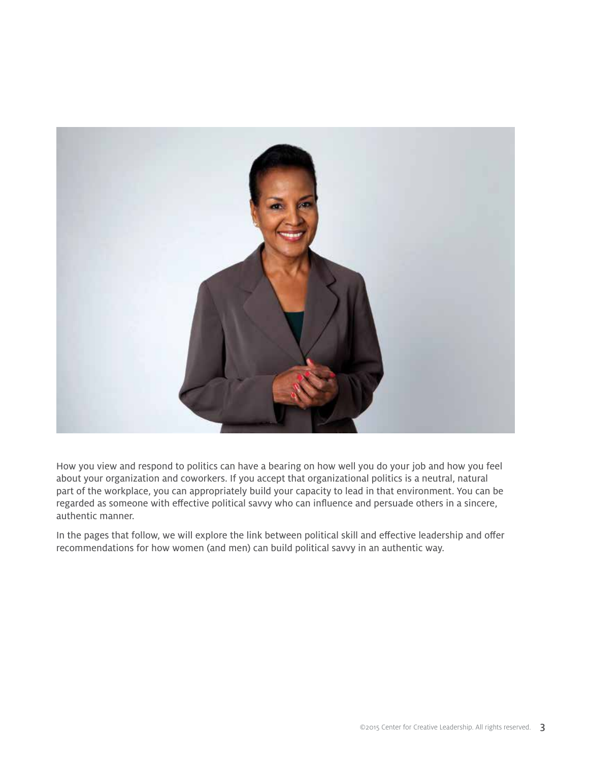How you view and respond to politics can have a bearing on how well you do your job and how you feel about your organization and coworkers. If you accept that organizational politics is a neutral, natural part of the workplace, you can appropriately build your capacity to lead in that environment. You can be regarded as someone with effective political savvy who can influence and persuade others in a sincere, authentic manner.

In the pages that follow, we will explore the link between political skill and effective leadership and offer recommendations for how women (and men) can build political savvy in an authentic way.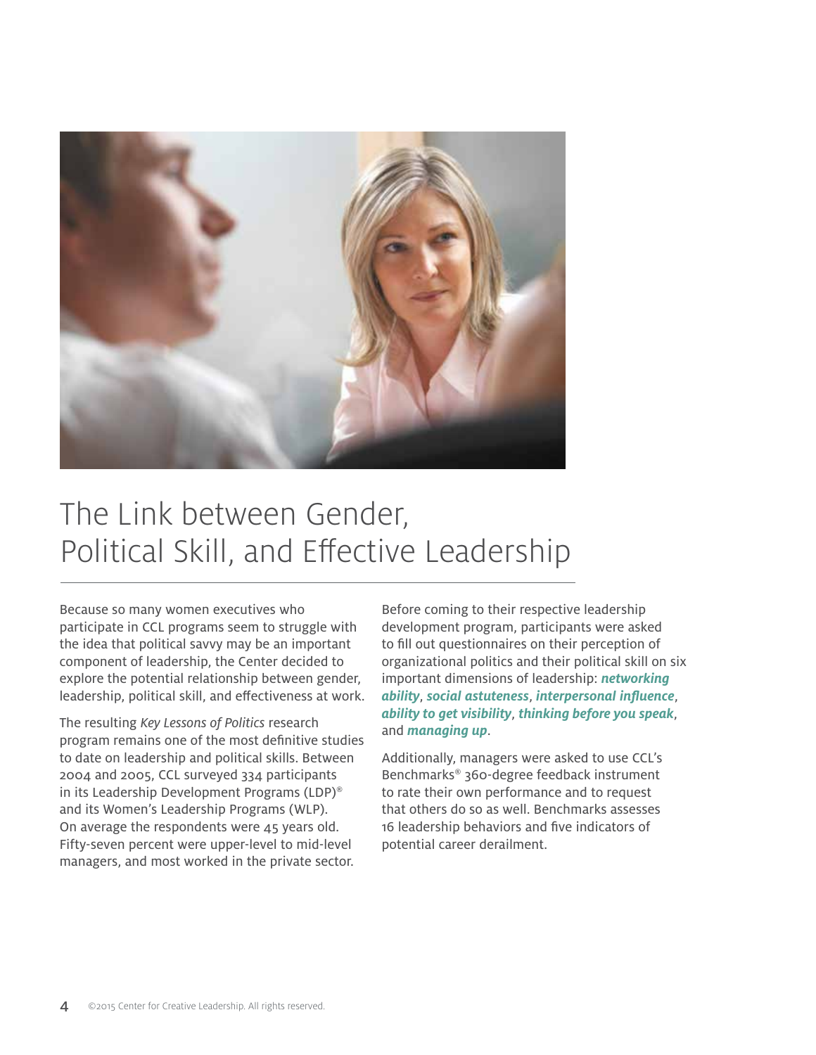# The Link between Gender, Political Skill, and Effective Leadership

Because so many women executives who participate in CCL programs seem to struggle with the idea that political savvy may be an important component of leadership, the Center decided to explore the potential relationship between gender, leadership, political skill, and effectiveness at work.

The resulting *Key Lessons of Politics* research program remains one of the most definitive studies to date on leadership and political skills. Between 2004 and 2005, CCL surveyed 334 participants in its Leadership Development Programs (LDP)® and its Women's Leadership Programs (WLP). On average the respondents were 45 years old. Fifty-seven percent were upper-level to mid-level managers, and most worked in the private sector.

Before coming to their respective leadership development program, participants were asked to fill out questionnaires on their perception of organizational politics and their political skill on six important dimensions of leadership: ***networking ability***, ***social astuteness***, ***interpersonal influence***, ***ability to get visibility***, ***thinking before you speak***, and ***managing up***.

Additionally, managers were asked to use CCL's Benchmarks® 360-degree feedback instrument to rate their own performance and to request that others do so as well. Benchmarks assesses 16 leadership behaviors and five indicators of potential career derailment.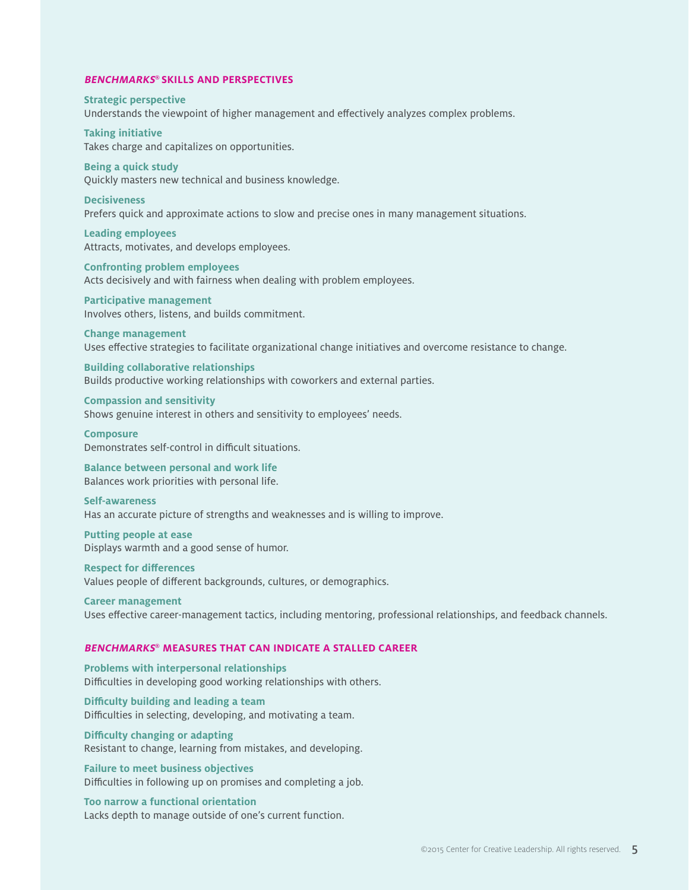## *BENCHMARKS*® SKILLS AND PERSPECTIVES

**Strategic perspective**
Understands the viewpoint of higher management and effectively analyzes complex problems.

**Taking initiative**
Takes charge and capitalizes on opportunities.

**Being a quick study**
Quickly masters new technical and business knowledge.

**Decisiveness**
Prefers quick and approximate actions to slow and precise ones in many management situations.

**Leading employees**
Attracts, motivates, and develops employees.

**Confronting problem employees**
Acts decisively and with fairness when dealing with problem employees.

**Participative management**
Involves others, listens, and builds commitment.

**Change management**
Uses effective strategies to facilitate organizational change initiatives and overcome resistance to change.

**Building collaborative relationships**
Builds productive working relationships with coworkers and external parties.

**Compassion and sensitivity**
Shows genuine interest in others and sensitivity to employees' needs.

**Composure**
Demonstrates self-control in difficult situations.

**Balance between personal and work life**
Balances work priorities with personal life.

**Self-awareness**
Has an accurate picture of strengths and weaknesses and is willing to improve.

**Putting people at ease**
Displays warmth and a good sense of humor.

**Respect for differences**
Values people of different backgrounds, cultures, or demographics.

**Career management**
Uses effective career-management tactics, including mentoring, professional relationships, and feedback channels.

## *BENCHMARKS*® MEASURES THAT CAN INDICATE A STALLED CAREER

**Problems with interpersonal relationships**
Difficulties in developing good working relationships with others.

**Difficulty building and leading a team**
Difficulties in selecting, developing, and motivating a team.

**Difficulty changing or adapting**
Resistant to change, learning from mistakes, and developing.

**Failure to meet business objectives**
Difficulties in following up on promises and completing a job.

**Too narrow a functional orientation**
Lacks depth to manage outside of one's current function.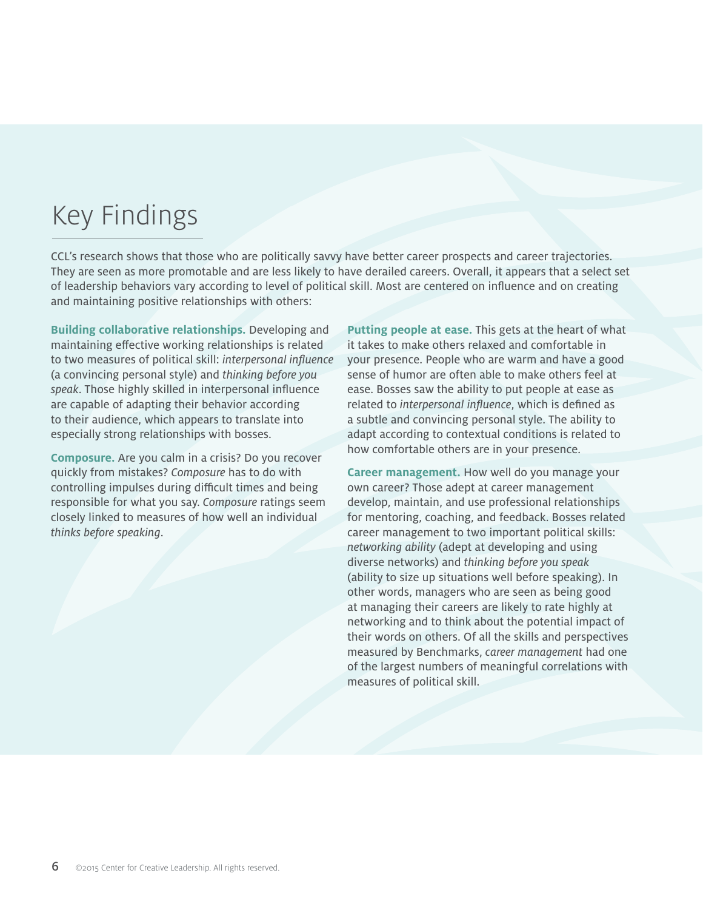# Key Findings

CCL's research shows that those who are politically savvy have better career prospects and career trajectories. They are seen as more promotable and are less likely to have derailed careers. Overall, it appears that a select set of leadership behaviors vary according to level of political skill. Most are centered on influence and on creating and maintaining positive relationships with others:

**Building collaborative relationships.** Developing and maintaining effective working relationships is related to two measures of political skill: *interpersonal influence* (a convincing personal style) and *thinking before you speak*. Those highly skilled in interpersonal influence are capable of adapting their behavior according to their audience, which appears to translate into especially strong relationships with bosses.

**Composure.** Are you calm in a crisis? Do you recover quickly from mistakes? *Composure* has to do with controlling impulses during difficult times and being responsible for what you say. *Composure* ratings seem closely linked to measures of how well an individual *thinks before speaking*.

**Putting people at ease.** This gets at the heart of what it takes to make others relaxed and comfortable in your presence. People who are warm and have a good sense of humor are often able to make others feel at ease. Bosses saw the ability to put people at ease as related to *interpersonal influence*, which is defined as a subtle and convincing personal style. The ability to adapt according to contextual conditions is related to how comfortable others are in your presence.

**Career management.** How well do you manage your own career? Those adept at career management develop, maintain, and use professional relationships for mentoring, coaching, and feedback. Bosses related career management to two important political skills: *networking ability* (adept at developing and using diverse networks) and *thinking before you speak* (ability to size up situations well before speaking). In other words, managers who are seen as being good at managing their careers are likely to rate highly at networking and to think about the potential impact of their words on others. Of all the skills and perspectives measured by Benchmarks, *career management* had one of the largest numbers of meaningful correlations with measures of political skill.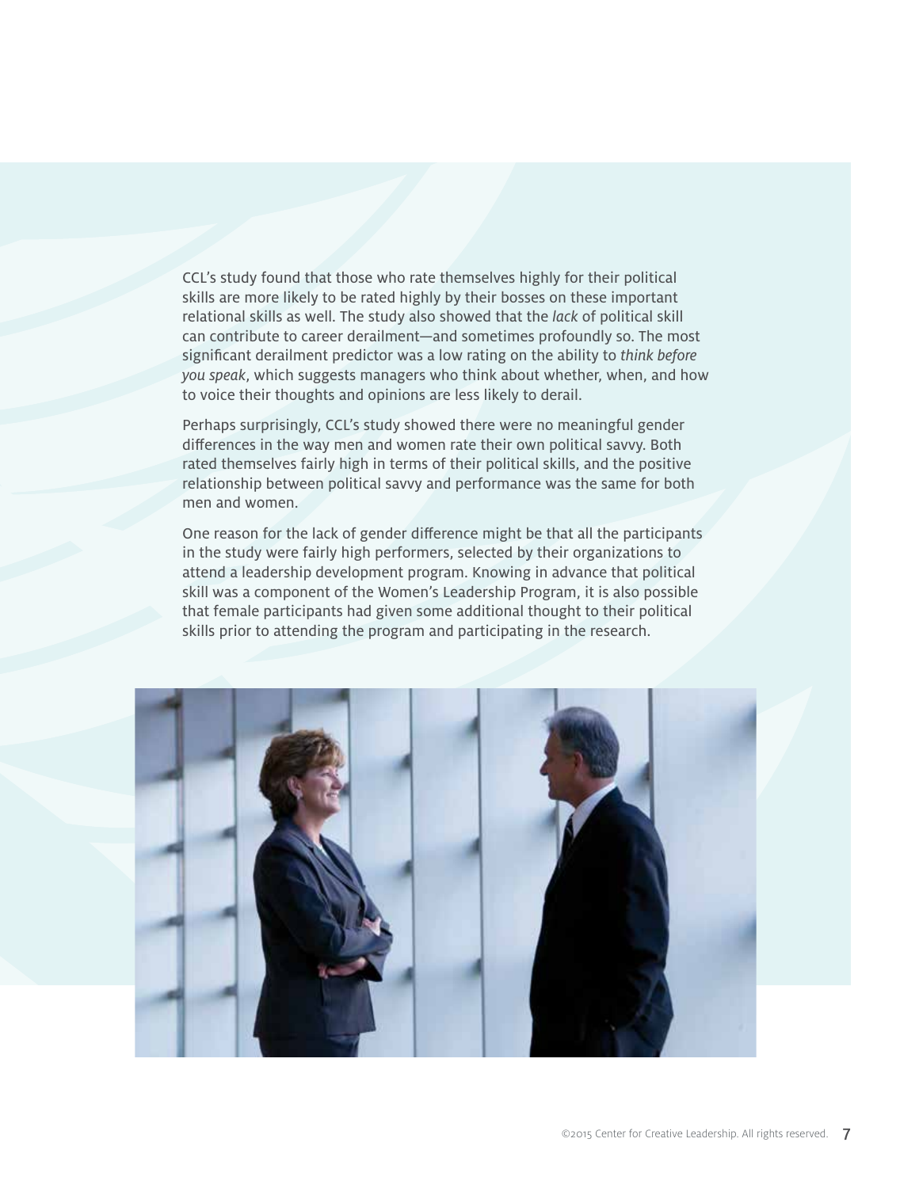CCL's study found that those who rate themselves highly for their political skills are more likely to be rated highly by their bosses on these important relational skills as well. The study also showed that the *lack* of political skill can contribute to career derailment—and sometimes profoundly so. The most significant derailment predictor was a low rating on the ability to *think before you speak*, which suggests managers who think about whether, when, and how to voice their thoughts and opinions are less likely to derail.

Perhaps surprisingly, CCL's study showed there were no meaningful gender differences in the way men and women rate their own political savvy. Both rated themselves fairly high in terms of their political skills, and the positive relationship between political savvy and performance was the same for both men and women.

One reason for the lack of gender difference might be that all the participants in the study were fairly high performers, selected by their organizations to attend a leadership development program. Knowing in advance that political skill was a component of the Women's Leadership Program, it is also possible that female participants had given some additional thought to their political skills prior to attending the program and participating in the research.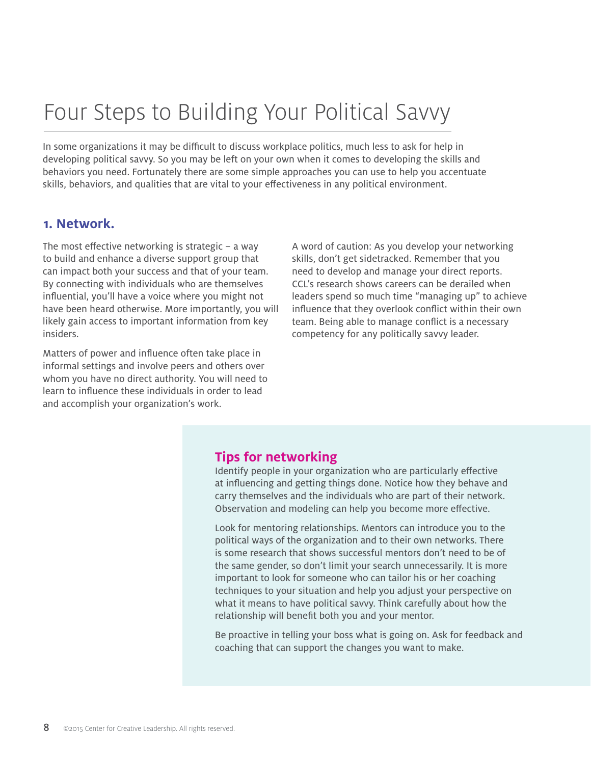# Four Steps to Building Your Political Savvy

In some organizations it may be difficult to discuss workplace politics, much less to ask for help in developing political savvy. So you may be left on your own when it comes to developing the skills and behaviors you need. Fortunately there are some simple approaches you can use to help you accentuate skills, behaviors, and qualities that are vital to your effectiveness in any political environment.

## 1. Network.

The most effective networking is strategic – a way to build and enhance a diverse support group that can impact both your success and that of your team. By connecting with individuals who are themselves influential, you'll have a voice where you might not have been heard otherwise. More importantly, you will likely gain access to important information from key insiders.

Matters of power and influence often take place in informal settings and involve peers and others over whom you have no direct authority. You will need to learn to influence these individuals in order to lead and accomplish your organization's work.

A word of caution: As you develop your networking skills, don't get sidetracked. Remember that you need to develop and manage your direct reports. CCL's research shows careers can be derailed when leaders spend so much time "managing up" to achieve influence that they overlook conflict within their own team. Being able to manage conflict is a necessary competency for any politically savvy leader.

### Tips for networking

Identify people in your organization who are particularly effective at influencing and getting things done. Notice how they behave and carry themselves and the individuals who are part of their network. Observation and modeling can help you become more effective.

Look for mentoring relationships. Mentors can introduce you to the political ways of the organization and to their own networks. There is some research that shows successful mentors don't need to be of the same gender, so don't limit your search unnecessarily. It is more important to look for someone who can tailor his or her coaching techniques to your situation and help you adjust your perspective on what it means to have political savvy. Think carefully about how the relationship will benefit both you and your mentor.

Be proactive in telling your boss what is going on. Ask for feedback and coaching that can support the changes you want to make.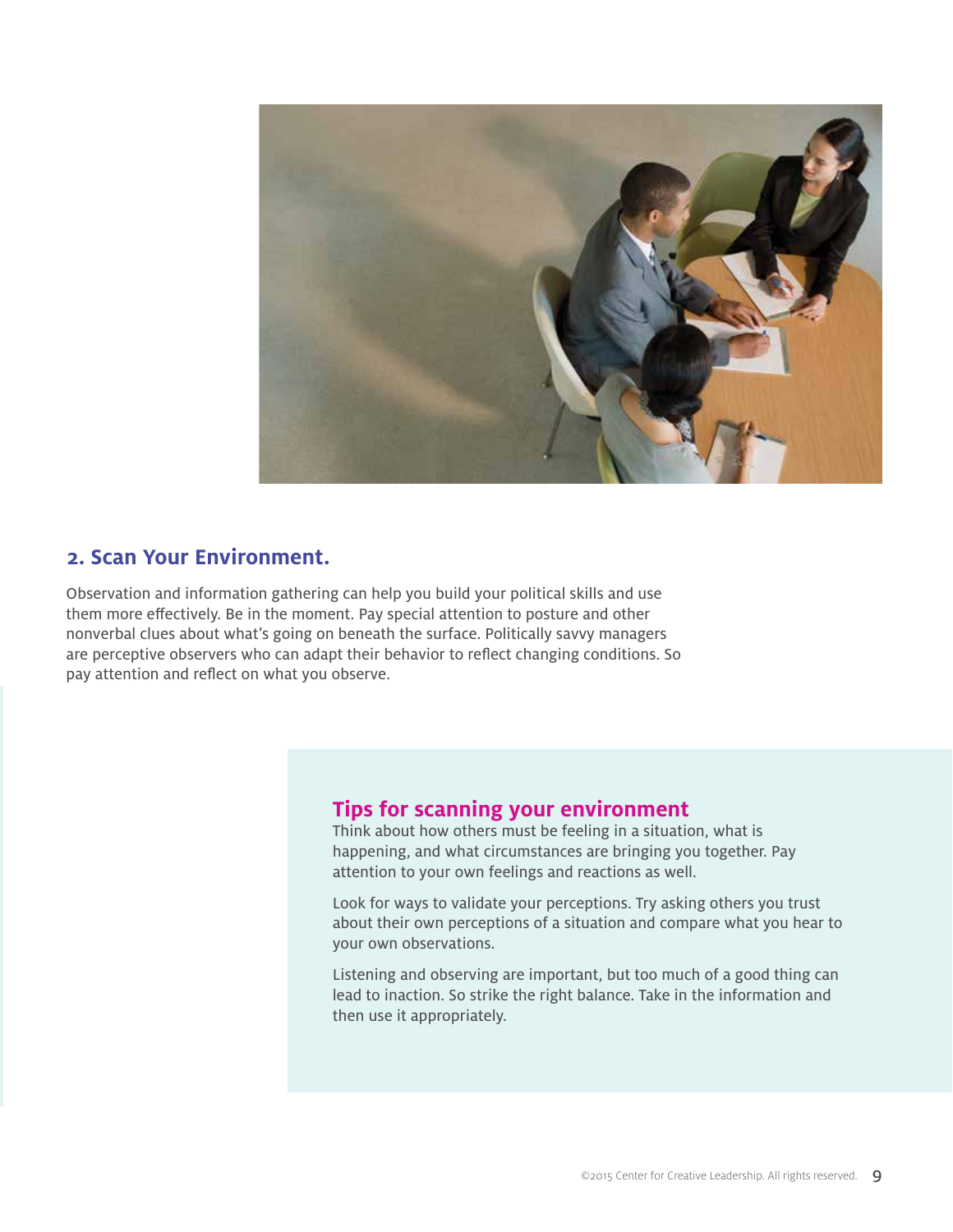## 2. Scan Your Environment.

Observation and information gathering can help you build your political skills and use them more effectively. Be in the moment. Pay special attention to posture and other nonverbal clues about what's going on beneath the surface. Politically savvy managers are perceptive observers who can adapt their behavior to reflect changing conditions. So pay attention and reflect on what you observe.

### Tips for scanning your environment

Think about how others must be feeling in a situation, what is happening, and what circumstances are bringing you together. Pay attention to your own feelings and reactions as well.

Look for ways to validate your perceptions. Try asking others you trust about their own perceptions of a situation and compare what you hear to your own observations.

Listening and observing are important, but too much of a good thing can lead to inaction. So strike the right balance. Take in the information and then use it appropriately.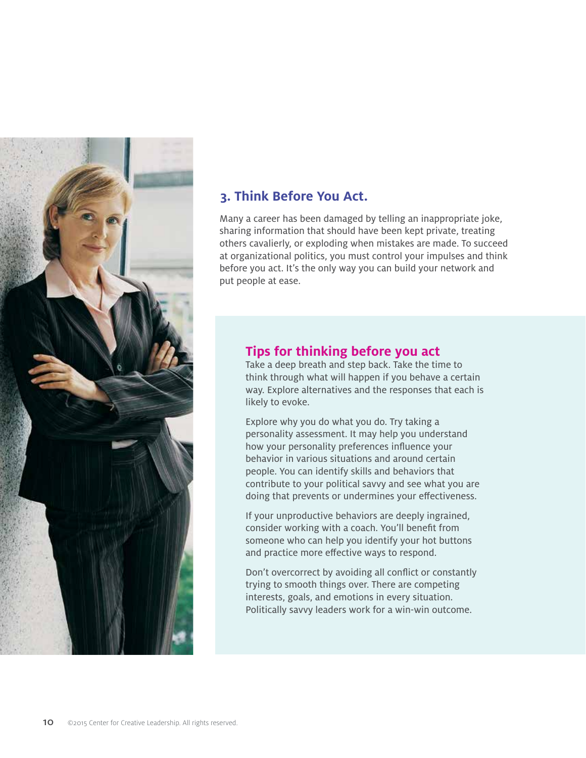## 3. Think Before You Act.

Many a career has been damaged by telling an inappropriate joke, sharing information that should have been kept private, treating others cavalierly, or exploding when mistakes are made. To succeed at organizational politics, you must control your impulses and think before you act. It's the only way you can build your network and put people at ease.

### Tips for thinking before you act

Take a deep breath and step back. Take the time to think through what will happen if you behave a certain way. Explore alternatives and the responses that each is likely to evoke.

Explore why you do what you do. Try taking a personality assessment. It may help you understand how your personality preferences influence your behavior in various situations and around certain people. You can identify skills and behaviors that contribute to your political savvy and see what you are doing that prevents or undermines your effectiveness.

If your unproductive behaviors are deeply ingrained, consider working with a coach. You'll benefit from someone who can help you identify your hot buttons and practice more effective ways to respond.

Don't overcorrect by avoiding all conflict or constantly trying to smooth things over. There are competing interests, goals, and emotions in every situation. Politically savvy leaders work for a win-win outcome.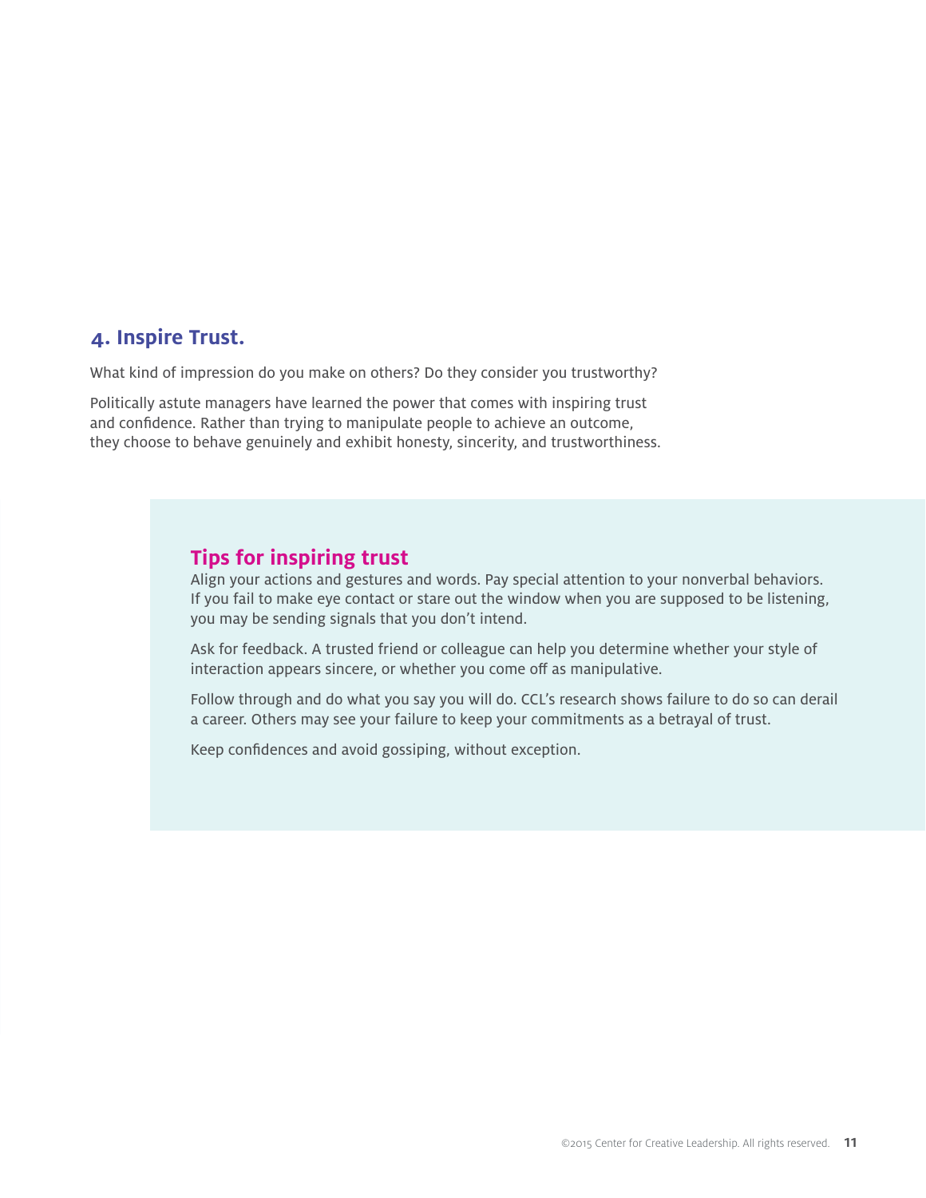## 4. Inspire Trust.

What kind of impression do you make on others? Do they consider you trustworthy?

Politically astute managers have learned the power that comes with inspiring trust and confidence. Rather than trying to manipulate people to achieve an outcome, they choose to behave genuinely and exhibit honesty, sincerity, and trustworthiness.

### Tips for inspiring trust

Align your actions and gestures and words. Pay special attention to your nonverbal behaviors. If you fail to make eye contact or stare out the window when you are supposed to be listening, you may be sending signals that you don't intend.

Ask for feedback. A trusted friend or colleague can help you determine whether your style of interaction appears sincere, or whether you come off as manipulative.

Follow through and do what you say you will do. CCL's research shows failure to do so can derail a career. Others may see your failure to keep your commitments as a betrayal of trust.

Keep confidences and avoid gossiping, without exception.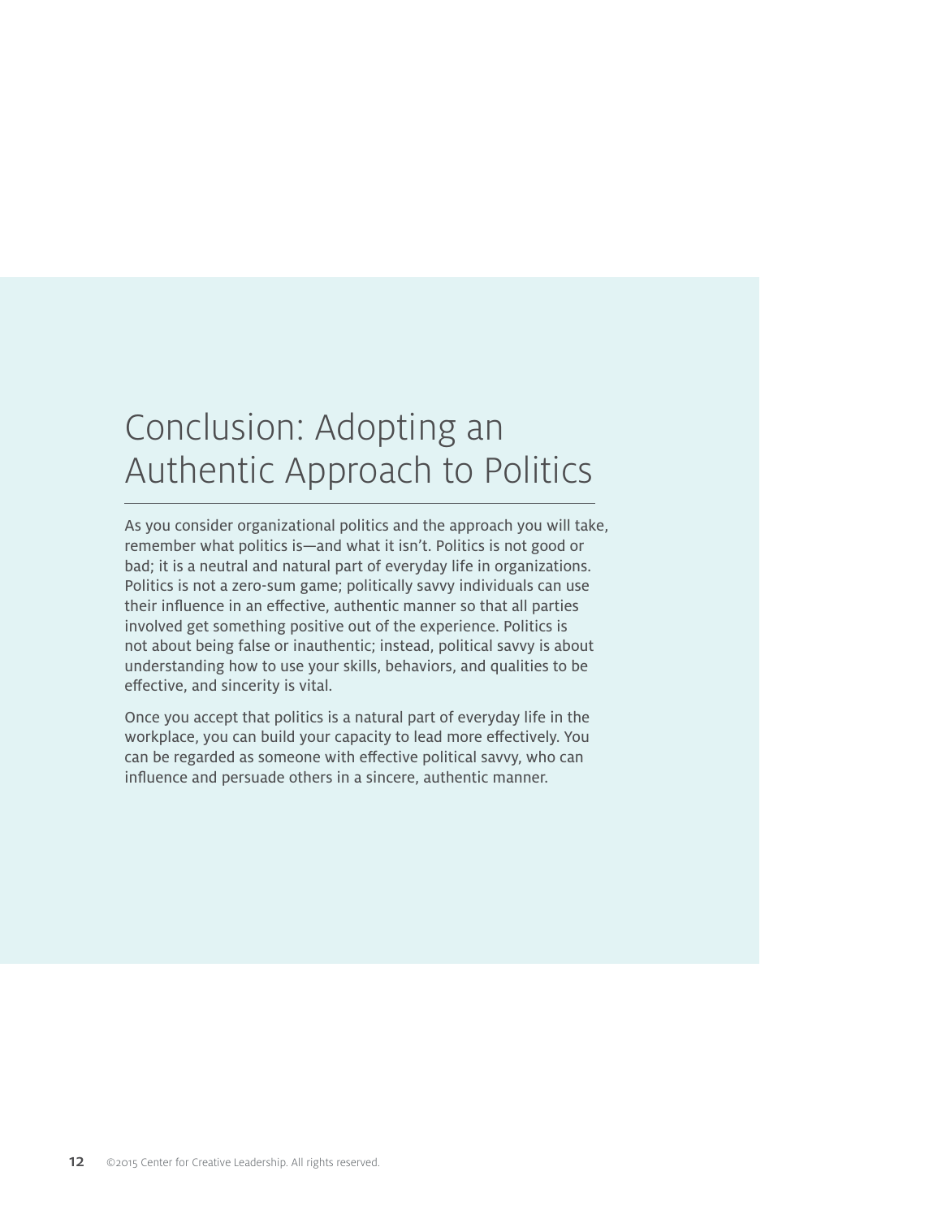## Conclusion: Adopting an Authentic Approach to Politics

As you consider organizational politics and the approach you will take, remember what politics is—and what it isn't. Politics is not good or bad; it is a neutral and natural part of everyday life in organizations. Politics is not a zero-sum game; politically savvy individuals can use their influence in an effective, authentic manner so that all parties involved get something positive out of the experience. Politics is not about being false or inauthentic; instead, political savvy is about understanding how to use your skills, behaviors, and qualities to be effective, and sincerity is vital.

Once you accept that politics is a natural part of everyday life in the workplace, you can build your capacity to lead more effectively. You can be regarded as someone with effective political savvy, who can influence and persuade others in a sincere, authentic manner.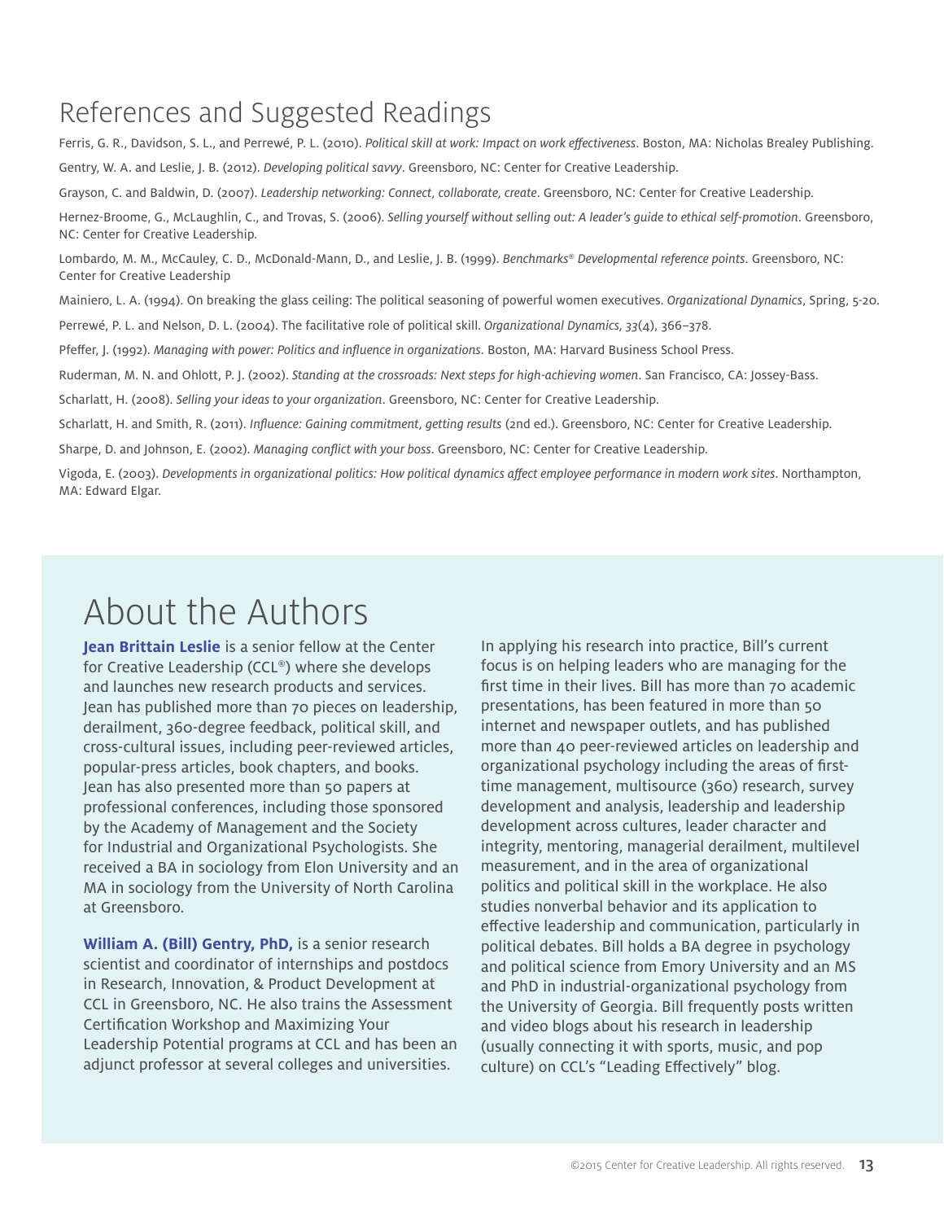# References and Suggested Readings

Ferris, G. R., Davidson, S. L., and Perrewé, P. L. (2010). *Political skill at work: Impact on work effectiveness*. Boston, MA: Nicholas Brealey Publishing.

Gentry, W. A. and Leslie, J. B. (2012). *Developing political savvy*. Greensboro, NC: Center for Creative Leadership.

Grayson, C. and Baldwin, D. (2007). *Leadership networking: Connect, collaborate, create*. Greensboro, NC: Center for Creative Leadership.

Hernez-Broome, G., McLaughlin, C., and Trovas, S. (2006). *Selling yourself without selling out: A leader's guide to ethical self-promotion*. Greensboro, NC: Center for Creative Leadership.

Lombardo, M. M., McCauley, C. D., McDonald-Mann, D., and Leslie, J. B. (1999). *Benchmarks® Developmental reference points*. Greensboro, NC: Center for Creative Leadership

Mainiero, L. A. (1994). On breaking the glass ceiling: The political seasoning of powerful women executives. *Organizational Dynamics*, Spring, 5-20.

Perrewé, P. L. and Nelson, D. L. (2004). The facilitative role of political skill. *Organizational Dynamics, 33*(4), 366–378.

Pfeffer, J. (1992). *Managing with power: Politics and influence in organizations*. Boston, MA: Harvard Business School Press.

Ruderman, M. N. and Ohlott, P. J. (2002). *Standing at the crossroads: Next steps for high-achieving women*. San Francisco, CA: Jossey-Bass.

Scharlatt, H. (2008). *Selling your ideas to your organization*. Greensboro, NC: Center for Creative Leadership.

Scharlatt, H. and Smith, R. (2011). *Influence: Gaining commitment, getting results* (2nd ed.). Greensboro, NC: Center for Creative Leadership.

Sharpe, D. and Johnson, E. (2002). *Managing conflict with your boss*. Greensboro, NC: Center for Creative Leadership.

Vigoda, E. (2003). *Developments in organizational politics: How political dynamics affect employee performance in modern work sites*. Northampton, MA: Edward Elgar.

# About the Authors

**Jean Brittain Leslie** is a senior fellow at the Center for Creative Leadership (CCL®) where she develops and launches new research products and services. Jean has published more than 70 pieces on leadership, derailment, 360-degree feedback, political skill, and cross-cultural issues, including peer-reviewed articles, popular-press articles, book chapters, and books. Jean has also presented more than 50 papers at professional conferences, including those sponsored by the Academy of Management and the Society for Industrial and Organizational Psychologists. She received a BA in sociology from Elon University and an MA in sociology from the University of North Carolina at Greensboro.

**William A. (Bill) Gentry, PhD,** is a senior research scientist and coordinator of internships and postdocs in Research, Innovation, & Product Development at CCL in Greensboro, NC. He also trains the Assessment Certification Workshop and Maximizing Your Leadership Potential programs at CCL and has been an adjunct professor at several colleges and universities. In applying his research into practice, Bill's current focus is on helping leaders who are managing for the first time in their lives. Bill has more than 70 academic presentations, has been featured in more than 50 internet and newspaper outlets, and has published more than 40 peer-reviewed articles on leadership and organizational psychology including the areas of first-time management, multisource (360) research, survey development and analysis, leadership and leadership development across cultures, leader character and integrity, mentoring, managerial derailment, multilevel measurement, and in the area of organizational politics and political skill in the workplace. He also studies nonverbal behavior and its application to effective leadership and communication, particularly in political debates. Bill holds a BA degree in psychology and political science from Emory University and an MS and PhD in industrial-organizational psychology from the University of Georgia. Bill frequently posts written and video blogs about his research in leadership (usually connecting it with sports, music, and pop culture) on CCL's "Leading Effectively" blog.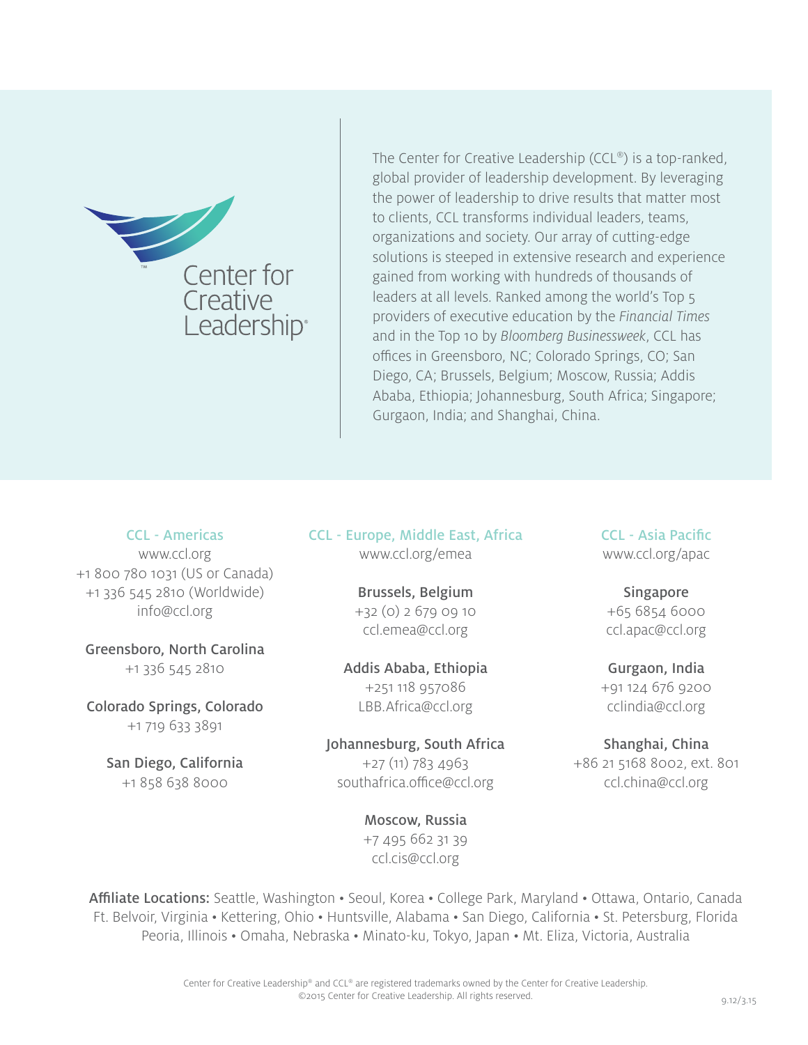Center for Creative Leadership®

The Center for Creative Leadership (CCL®) is a top-ranked, global provider of leadership development. By leveraging the power of leadership to drive results that matter most to clients, CCL transforms individual leaders, teams, organizations and society. Our array of cutting-edge solutions is steeped in extensive research and experience gained from working with hundreds of thousands of leaders at all levels. Ranked among the world's Top 5 providers of executive education by the *Financial Times* and in the Top 10 by *Bloomberg Businessweek*, CCL has offices in Greensboro, NC; Colorado Springs, CO; San Diego, CA; Brussels, Belgium; Moscow, Russia; Addis Ababa, Ethiopia; Johannesburg, South Africa; Singapore; Gurgaon, India; and Shanghai, China.

### CCL - Americas

www.ccl.org
+1 800 780 1031 (US or Canada)
+1 336 545 2810 (Worldwide)
info@ccl.org

**Greensboro, North Carolina**
+1 336 545 2810

**Colorado Springs, Colorado**
+1 719 633 3891

**San Diego, California**
+1 858 638 8000

### CCL - Europe, Middle East, Africa

www.ccl.org/emea

**Brussels, Belgium**
+32 (0) 2 679 09 10
ccl.emea@ccl.org

**Addis Ababa, Ethiopia**
+251 118 957086
LBB.Africa@ccl.org

**Johannesburg, South Africa**
+27 (11) 783 4963
southafrica.office@ccl.org

**Moscow, Russia**
+7 495 662 31 39
ccl.cis@ccl.org

### CCL - Asia Pacific

www.ccl.org/apac

**Singapore**
+65 6854 6000
ccl.apac@ccl.org

**Gurgaon, India**
+91 124 676 9200
cclindia@ccl.org

**Shanghai, China**
+86 21 5168 8002, ext. 801
ccl.china@ccl.org

**Affiliate Locations:** Seattle, Washington • Seoul, Korea • College Park, Maryland • Ottawa, Ontario, Canada
Ft. Belvoir, Virginia • Kettering, Ohio • Huntsville, Alabama • San Diego, California • St. Petersburg, Florida
Peoria, Illinois • Omaha, Nebraska • Minato-ku, Tokyo, Japan • Mt. Eliza, Victoria, Australia

Center for Creative Leadership® and CCL® are registered trademarks owned by the Center for Creative Leadership.
©2015 Center for Creative Leadership. All rights reserved.

9.12/3.15